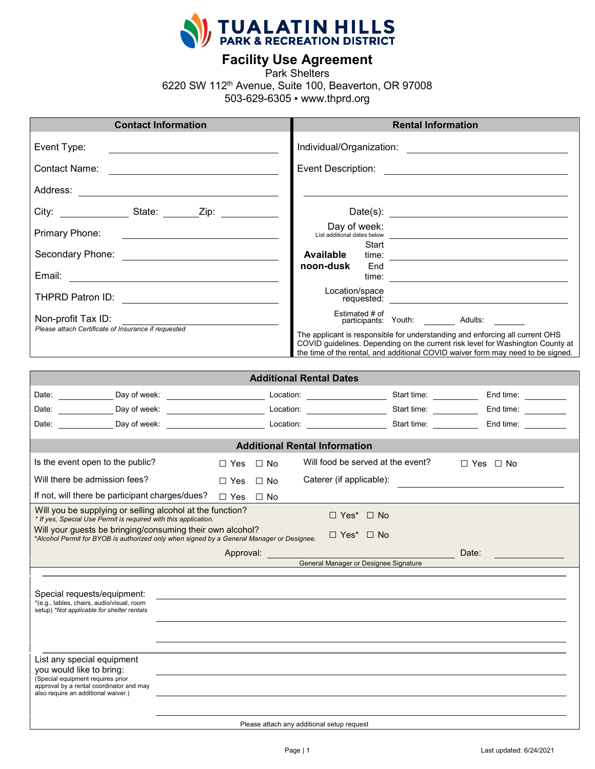# TUALATIN HILLS PARK & RECREATION DISTRICT

## Facility Use Agreement

Park Shelters
6220 SW 112th Avenue, Suite 100, Beaverton, OR 97008
503-629-6305 ▪ www.thprd.org

| Contact Information | Rental Information |
|---|---|
| Event Type: ______ | Individual/Organization: ______ |
| Contact Name: ______ | Event Description: ______ |
| Address: ______ | ______ |
| City: ______ State: ______ Zip: ______ | Date(s): ______ |
| Primary Phone: ______ | Day of week: ______ (List additional dates below) |
| Secondary Phone: ______ | **Available noon-dusk** Start time: ______ |
| Email: ______ | End time: ______ |
| THPRD Patron ID: ______ | Location/space requested: ______ |
| Non-profit Tax ID: ______ *Please attach Certificate of Insurance if requested* | Estimated # of participants: Youth: ______ Adults: ______ |
| | The applicant is responsible for understanding and enforcing all current OHS COVID guidelines. Depending on the current risk level for Washington County at the time of the rental, and additional COVID waiver form may need to be signed. |

### Additional Rental Dates

| Date | Day of week | Location | Start time | End time |
|---|---|---|---|---|
| | | | | |
| | | | | |
| | | | | |

### Additional Rental Information

| | | | |
|---|---|---|---|
| Is the event open to the public? | ☐ Yes ☐ No | Will food be served at the event? | ☐ Yes ☐ No |
| Will there be admission fees? | ☐ Yes ☐ No | Caterer (if applicable): | ______ |
| If not, will there be participant charges/dues? | ☐ Yes ☐ No | | |

Will you be supplying or selling alcohol at the function? ☐ Yes* ☐ No
*\* If yes, Special Use Permit is required with this application.*

Will your guests be bringing/consuming their own alcohol? ☐ Yes* ☐ No
*\*Alcohol Permit for BYOB is authorized only when signed by a General Manager or Designee.*

Approval: ______________________ Date: ______
General Manager or Designee Signature

Special requests/equipment: ______________________
*(e.g., tables, chairs, audio/visual, room setup) \*Not applicable for shelter rentals*

List any special equipment you would like to bring: ______________________
(Special equipment requires prior approval by a rental coordinator and may also require an additional waiver.)

Please attach any additional setup request

Last updated: 6/24/2021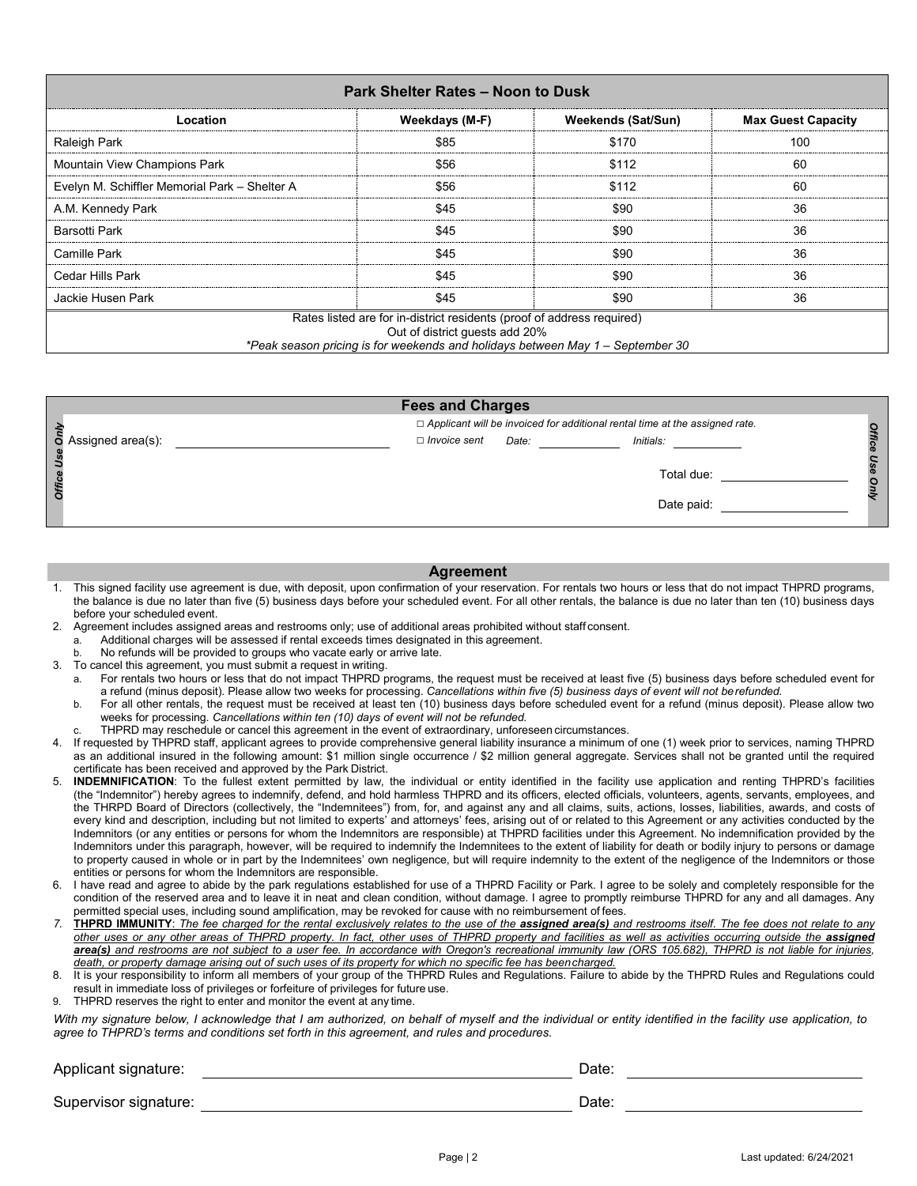| Park Shelter Rates – Noon to Dusk | | | |
|---|---|---|---|
| **Location** | **Weekdays (M-F)** | **Weekends (Sat/Sun)** | **Max Guest Capacity** |
| Raleigh Park | $85 | $170 | 100 |
| Mountain View Champions Park | $56 | $112 | 60 |
| Evelyn M. Schiffler Memorial Park – Shelter A | $56 | $112 | 60 |
| A.M. Kennedy Park | $45 | $90 | 36 |
| Barsotti Park | $45 | $90 | 36 |
| Camille Park | $45 | $90 | 36 |
| Cedar Hills Park | $45 | $90 | 36 |
| Jackie Husen Park | $45 | $90 | 36 |

Rates listed are for in-district residents (proof of address required)
Out of district guests add 20%
*\*Peak season pricing is for weekends and holidays between May 1 – September 30*

## Fees and Charges

*Office Use Only*

Assigned area(s): ______________________

□ *Applicant will be invoiced for additional rental time at the assigned rate.*

□ *Invoice sent* *Date:* __________ *Initials:* __________

Total due: ______________

Date paid: ______________

## Agreement

1. This signed facility use agreement is due, with deposit, upon confirmation of your reservation. For rentals two hours or less that do not impact THPRD programs, the balance is due no later than five (5) business days before your scheduled event. For all other rentals, the balance is due no later than ten (10) business days before your scheduled event.
2. Agreement includes assigned areas and restrooms only; use of additional areas prohibited without staff consent.
   a. Additional charges will be assessed if rental exceeds times designated in this agreement.
   b. No refunds will be provided to groups who vacate early or arrive late.
3. To cancel this agreement, you must submit a request in writing.
   a. For rentals two hours or less that do not impact THPRD programs, the request must be received at least five (5) business days before scheduled event for a refund (minus deposit). Please allow two weeks for processing. *Cancellations within five (5) business days of event will not be refunded.*
   b. For all other rentals, the request must be received at least ten (10) business days before scheduled event for a refund (minus deposit). Please allow two weeks for processing. *Cancellations within ten (10) days of event will not be refunded.*
   c. THPRD may reschedule or cancel this agreement in the event of extraordinary, unforeseen circumstances.
4. If requested by THPRD staff, applicant agrees to provide comprehensive general liability insurance a minimum of one (1) week prior to services, naming THPRD as an additional insured in the following amount: $1 million single occurrence / $2 million general aggregate. Services shall not be granted until the required certificate has been received and approved by the Park District.
5. **INDEMNIFICATION**: To the fullest extent permitted by law, the individual or entity identified in the facility use application and renting THPRD's facilities (the "Indemnitor") hereby agrees to indemnify, defend, and hold harmless THPRD and its officers, elected officials, volunteers, agents, servants, employees, and the THRPD Board of Directors (collectively, the "Indemnitees") from, for, and against any and all claims, suits, actions, losses, liabilities, awards, and costs of every kind and description, including but not limited to experts' and attorneys' fees, arising out of or related to this Agreement or any activities conducted by the Indemnitors (or any entities or persons for whom the Indemnitors are responsible) at THPRD facilities under this Agreement. No indemnification provided by the Indemnitors under this paragraph, however, will be required to indemnify the Indemnitees to the extent of liability for death or bodily injury to persons or damage to property caused in whole or in part by the Indemnitees' own negligence, but will require indemnity to the extent of the negligence of the Indemnitors or those entities or persons for whom the Indemnitors are responsible.
6. I have read and agree to abide by the park regulations established for use of a THPRD Facility or Park. I agree to be solely and completely responsible for the condition of the reserved area and to leave it in neat and clean condition, without damage. I agree to promptly reimburse THPRD for any and all damages. Any permitted special uses, including sound amplification, may be revoked for cause with no reimbursement of fees.
7. **THPRD IMMUNITY**: *The fee charged for the rental exclusively relates to the use of the **assigned area(s)** and restrooms itself. The fee does not relate to any other uses or any other areas of THPRD property. In fact, other uses of THPRD property and facilities as well as activities occurring outside the **assigned area(s)** and restrooms are not subject to a user fee. In accordance with Oregon's recreational immunity law (ORS 105.682), THPRD is not liable for injuries, death, or property damage arising out of such uses of its property for which no specific fee has been charged.*
8. It is your responsibility to inform all members of your group of the THPRD Rules and Regulations. Failure to abide by the THPRD Rules and Regulations could result in immediate loss of privileges or forfeiture of privileges for future use.
9. THPRD reserves the right to enter and monitor the event at any time.

*With my signature below, I acknowledge that I am authorized, on behalf of myself and the individual or entity identified in the facility use application, to agree to THPRD's terms and conditions set forth in this agreement, and rules and procedures.*

Applicant signature: ______________________________ Date: ______________

Supervisor signature: ______________________________ Date: ______________

Last updated: 6/24/2021